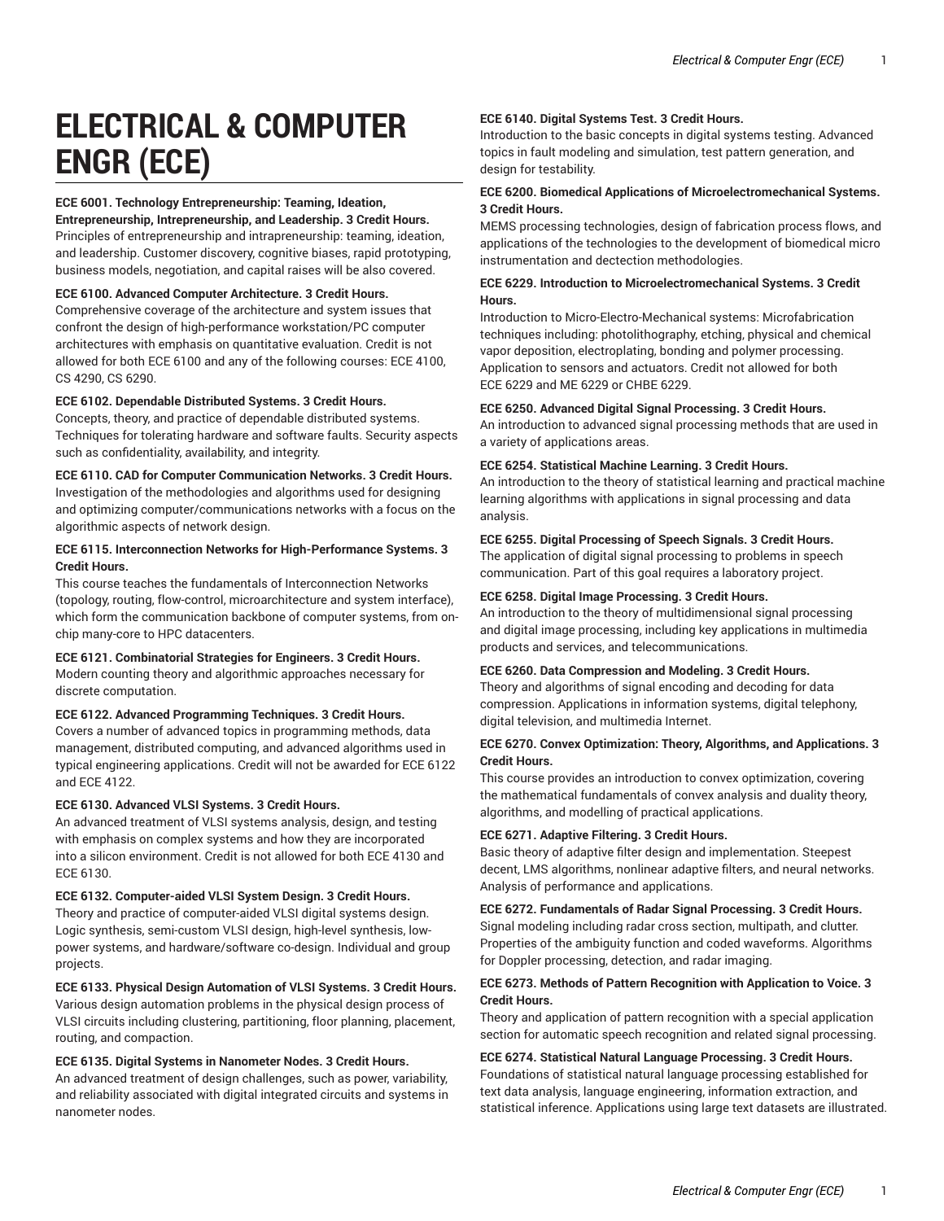# ELECTRICAL & COMPUTER ENGR (ECE)

**ECE 6001. Technology Entrepreneurship: Teaming, Ideation, Entrepreneurship, Intrepreneurship, and Leadership. 3 Credit Hours.**
Principles of entrepreneurship and intrapreneurship: teaming, ideation, and leadership. Customer discovery, cognitive biases, rapid prototyping, business models, negotiation, and capital raises will be also covered.

**ECE 6100. Advanced Computer Architecture. 3 Credit Hours.**
Comprehensive coverage of the architecture and system issues that confront the design of high-performance workstation/PC computer architectures with emphasis on quantitative evaluation. Credit is not allowed for both ECE 6100 and any of the following courses: ECE 4100, CS 4290, CS 6290.

**ECE 6102. Dependable Distributed Systems. 3 Credit Hours.**
Concepts, theory, and practice of dependable distributed systems. Techniques for tolerating hardware and software faults. Security aspects such as confidentiality, availability, and integrity.

**ECE 6110. CAD for Computer Communication Networks. 3 Credit Hours.**
Investigation of the methodologies and algorithms used for designing and optimizing computer/communications networks with a focus on the algorithmic aspects of network design.

**ECE 6115. Interconnection Networks for High-Performance Systems. 3 Credit Hours.**
This course teaches the fundamentals of Interconnection Networks (topology, routing, flow-control, microarchitecture and system interface), which form the communication backbone of computer systems, from on-chip many-core to HPC datacenters.

**ECE 6121. Combinatorial Strategies for Engineers. 3 Credit Hours.**
Modern counting theory and algorithmic approaches necessary for discrete computation.

**ECE 6122. Advanced Programming Techniques. 3 Credit Hours.**
Covers a number of advanced topics in programming methods, data management, distributed computing, and advanced algorithms used in typical engineering applications. Credit will not be awarded for ECE 6122 and ECE 4122.

**ECE 6130. Advanced VLSI Systems. 3 Credit Hours.**
An advanced treatment of VLSI systems analysis, design, and testing with emphasis on complex systems and how they are incorporated into a silicon environment. Credit is not allowed for both ECE 4130 and ECE 6130.

**ECE 6132. Computer-aided VLSI System Design. 3 Credit Hours.**
Theory and practice of computer-aided VLSI digital systems design. Logic synthesis, semi-custom VLSI design, high-level synthesis, low-power systems, and hardware/software co-design. Individual and group projects.

**ECE 6133. Physical Design Automation of VLSI Systems. 3 Credit Hours.**
Various design automation problems in the physical design process of VLSI circuits including clustering, partitioning, floor planning, placement, routing, and compaction.

**ECE 6135. Digital Systems in Nanometer Nodes. 3 Credit Hours.**
An advanced treatment of design challenges, such as power, variability, and reliability associated with digital integrated circuits and systems in nanometer nodes.

**ECE 6140. Digital Systems Test. 3 Credit Hours.**
Introduction to the basic concepts in digital systems testing. Advanced topics in fault modeling and simulation, test pattern generation, and design for testability.

**ECE 6200. Biomedical Applications of Microelectromechanical Systems. 3 Credit Hours.**
MEMS processing technologies, design of fabrication process flows, and applications of the technologies to the development of biomedical micro instrumentation and dectection methodologies.

**ECE 6229. Introduction to Microelectromechanical Systems. 3 Credit Hours.**
Introduction to Micro-Electro-Mechanical systems: Microfabrication techniques including: photolithography, etching, physical and chemical vapor deposition, electroplating, bonding and polymer processing. Application to sensors and actuators. Credit not allowed for both ECE 6229 and ME 6229 or CHBE 6229.

**ECE 6250. Advanced Digital Signal Processing. 3 Credit Hours.**
An introduction to advanced signal processing methods that are used in a variety of applications areas.

**ECE 6254. Statistical Machine Learning. 3 Credit Hours.**
An introduction to the theory of statistical learning and practical machine learning algorithms with applications in signal processing and data analysis.

**ECE 6255. Digital Processing of Speech Signals. 3 Credit Hours.**
The application of digital signal processing to problems in speech communication. Part of this goal requires a laboratory project.

**ECE 6258. Digital Image Processing. 3 Credit Hours.**
An introduction to the theory of multidimensional signal processing and digital image processing, including key applications in multimedia products and services, and telecommunications.

**ECE 6260. Data Compression and Modeling. 3 Credit Hours.**
Theory and algorithms of signal encoding and decoding for data compression. Applications in information systems, digital telephony, digital television, and multimedia Internet.

**ECE 6270. Convex Optimization: Theory, Algorithms, and Applications. 3 Credit Hours.**
This course provides an introduction to convex optimization, covering the mathematical fundamentals of convex analysis and duality theory, algorithms, and modelling of practical applications.

**ECE 6271. Adaptive Filtering. 3 Credit Hours.**
Basic theory of adaptive filter design and implementation. Steepest decent, LMS algorithms, nonlinear adaptive filters, and neural networks. Analysis of performance and applications.

**ECE 6272. Fundamentals of Radar Signal Processing. 3 Credit Hours.**
Signal modeling including radar cross section, multipath, and clutter. Properties of the ambiguity function and coded waveforms. Algorithms for Doppler processing, detection, and radar imaging.

**ECE 6273. Methods of Pattern Recognition with Application to Voice. 3 Credit Hours.**
Theory and application of pattern recognition with a special application section for automatic speech recognition and related signal processing.

**ECE 6274. Statistical Natural Language Processing. 3 Credit Hours.**
Foundations of statistical natural language processing established for text data analysis, language engineering, information extraction, and statistical inference. Applications using large text datasets are illustrated.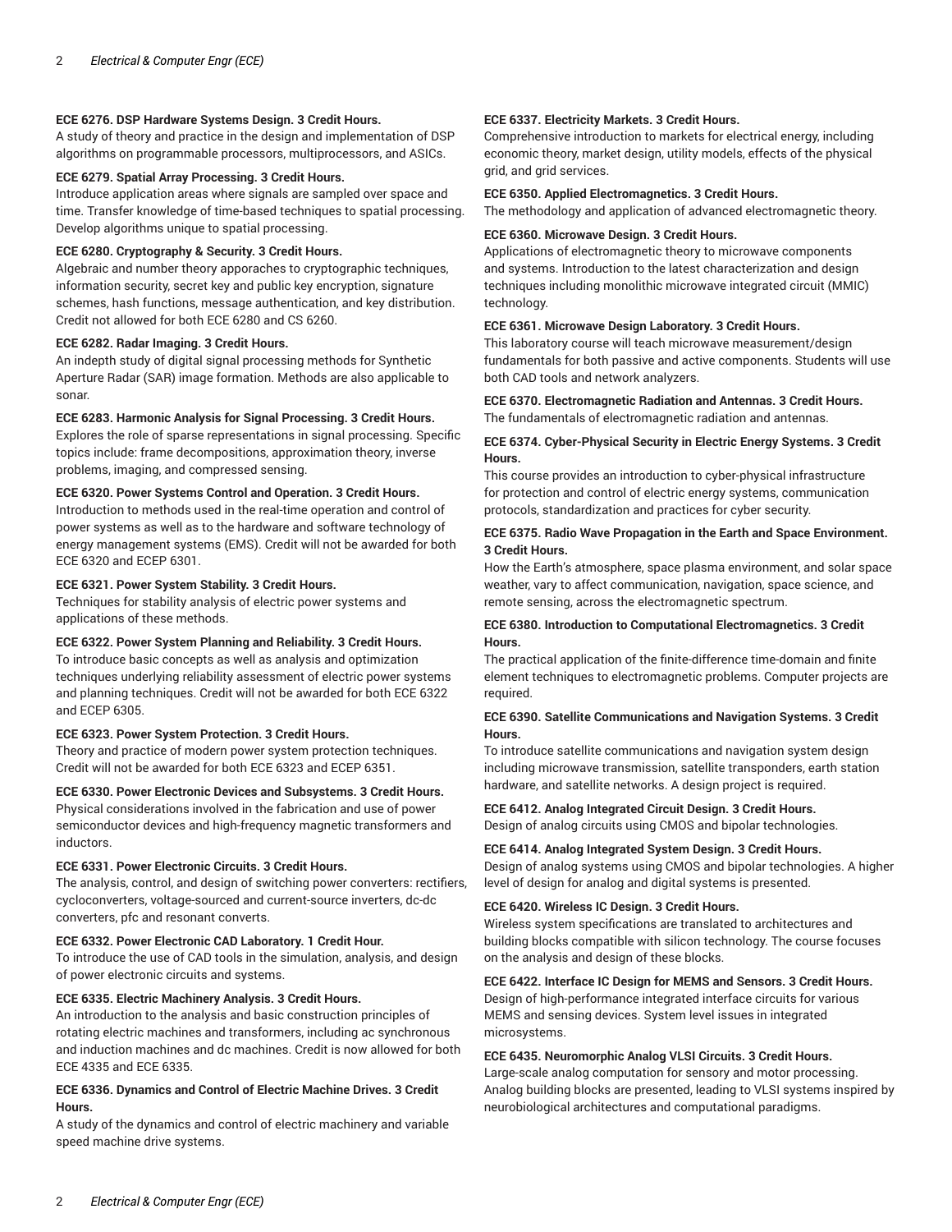**ECE 6276. DSP Hardware Systems Design. 3 Credit Hours.**
A study of theory and practice in the design and implementation of DSP algorithms on programmable processors, multiprocessors, and ASICs.

**ECE 6279. Spatial Array Processing. 3 Credit Hours.**
Introduce application areas where signals are sampled over space and time. Transfer knowledge of time-based techniques to spatial processing. Develop algorithms unique to spatial processing.

**ECE 6280. Cryptography & Security. 3 Credit Hours.**
Algebraic and number theory apporaches to cryptographic techniques, information security, secret key and public key encryption, signature schemes, hash functions, message authentication, and key distribution. Credit not allowed for both ECE 6280 and CS 6260.

**ECE 6282. Radar Imaging. 3 Credit Hours.**
An indepth study of digital signal processing methods for Synthetic Aperture Radar (SAR) image formation. Methods are also applicable to sonar.

**ECE 6283. Harmonic Analysis for Signal Processing. 3 Credit Hours.**
Explores the role of sparse representations in signal processing. Specific topics include: frame decompositions, approximation theory, inverse problems, imaging, and compressed sensing.

**ECE 6320. Power Systems Control and Operation. 3 Credit Hours.**
Introduction to methods used in the real-time operation and control of power systems as well as to the hardware and software technology of energy management systems (EMS). Credit will not be awarded for both ECE 6320 and ECEP 6301.

**ECE 6321. Power System Stability. 3 Credit Hours.**
Techniques for stability analysis of electric power systems and applications of these methods.

**ECE 6322. Power System Planning and Reliability. 3 Credit Hours.**
To introduce basic concepts as well as analysis and optimization techniques underlying reliability assessment of electric power systems and planning techniques. Credit will not be awarded for both ECE 6322 and ECEP 6305.

**ECE 6323. Power System Protection. 3 Credit Hours.**
Theory and practice of modern power system protection techniques. Credit will not be awarded for both ECE 6323 and ECEP 6351.

**ECE 6330. Power Electronic Devices and Subsystems. 3 Credit Hours.**
Physical considerations involved in the fabrication and use of power semiconductor devices and high-frequency magnetic transformers and inductors.

**ECE 6331. Power Electronic Circuits. 3 Credit Hours.**
The analysis, control, and design of switching power converters: rectifiers, cycloconverters, voltage-sourced and current-source inverters, dc-dc converters, pfc and resonant converts.

**ECE 6332. Power Electronic CAD Laboratory. 1 Credit Hour.**
To introduce the use of CAD tools in the simulation, analysis, and design of power electronic circuits and systems.

**ECE 6335. Electric Machinery Analysis. 3 Credit Hours.**
An introduction to the analysis and basic construction principles of rotating electric machines and transformers, including ac synchronous and induction machines and dc machines. Credit is now allowed for both ECE 4335 and ECE 6335.

**ECE 6336. Dynamics and Control of Electric Machine Drives. 3 Credit Hours.**
A study of the dynamics and control of electric machinery and variable speed machine drive systems.

**ECE 6337. Electricity Markets. 3 Credit Hours.**
Comprehensive introduction to markets for electrical energy, including economic theory, market design, utility models, effects of the physical grid, and grid services.

**ECE 6350. Applied Electromagnetics. 3 Credit Hours.**
The methodology and application of advanced electromagnetic theory.

**ECE 6360. Microwave Design. 3 Credit Hours.**
Applications of electromagnetic theory to microwave components and systems. Introduction to the latest characterization and design techniques including monolithic microwave integrated circuit (MMIC) technology.

**ECE 6361. Microwave Design Laboratory. 3 Credit Hours.**
This laboratory course will teach microwave measurement/design fundamentals for both passive and active components. Students will use both CAD tools and network analyzers.

**ECE 6370. Electromagnetic Radiation and Antennas. 3 Credit Hours.**
The fundamentals of electromagnetic radiation and antennas.

**ECE 6374. Cyber-Physical Security in Electric Energy Systems. 3 Credit Hours.**
This course provides an introduction to cyber-physical infrastructure for protection and control of electric energy systems, communication protocols, standardization and practices for cyber security.

**ECE 6375. Radio Wave Propagation in the Earth and Space Environment. 3 Credit Hours.**
How the Earth's atmosphere, space plasma environment, and solar space weather, vary to affect communication, navigation, space science, and remote sensing, across the electromagnetic spectrum.

**ECE 6380. Introduction to Computational Electromagnetics. 3 Credit Hours.**
The practical application of the finite-difference time-domain and finite element techniques to electromagnetic problems. Computer projects are required.

**ECE 6390. Satellite Communications and Navigation Systems. 3 Credit Hours.**
To introduce satellite communications and navigation system design including microwave transmission, satellite transponders, earth station hardware, and satellite networks. A design project is required.

**ECE 6412. Analog Integrated Circuit Design. 3 Credit Hours.**
Design of analog circuits using CMOS and bipolar technologies.

**ECE 6414. Analog Integrated System Design. 3 Credit Hours.**
Design of analog systems using CMOS and bipolar technologies. A higher level of design for analog and digital systems is presented.

**ECE 6420. Wireless IC Design. 3 Credit Hours.**
Wireless system specifications are translated to architectures and building blocks compatible with silicon technology. The course focuses on the analysis and design of these blocks.

**ECE 6422. Interface IC Design for MEMS and Sensors. 3 Credit Hours.**
Design of high-performance integrated interface circuits for various MEMS and sensing devices. System level issues in integrated microsystems.

**ECE 6435. Neuromorphic Analog VLSI Circuits. 3 Credit Hours.**
Large-scale analog computation for sensory and motor processing. Analog building blocks are presented, leading to VLSI systems inspired by neurobiological architectures and computational paradigms.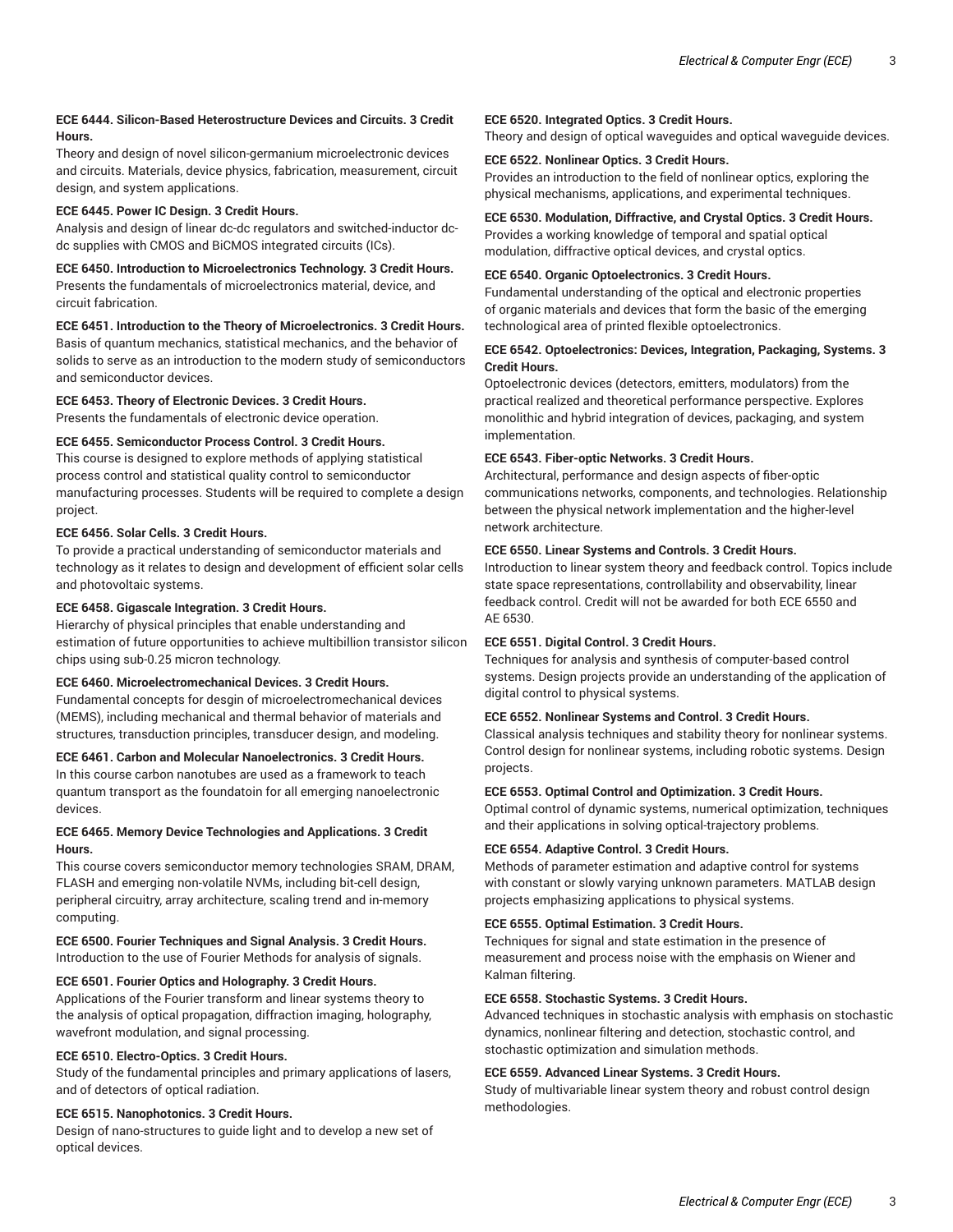**ECE 6444. Silicon-Based Heterostructure Devices and Circuits. 3 Credit Hours.**
Theory and design of novel silicon-germanium microelectronic devices and circuits. Materials, device physics, fabrication, measurement, circuit design, and system applications.

**ECE 6445. Power IC Design. 3 Credit Hours.**
Analysis and design of linear dc-dc regulators and switched-inductor dc-dc supplies with CMOS and BiCMOS integrated circuits (ICs).

**ECE 6450. Introduction to Microelectronics Technology. 3 Credit Hours.**
Presents the fundamentals of microelectronics material, device, and circuit fabrication.

**ECE 6451. Introduction to the Theory of Microelectronics. 3 Credit Hours.**
Basis of quantum mechanics, statistical mechanics, and the behavior of solids to serve as an introduction to the modern study of semiconductors and semiconductor devices.

**ECE 6453. Theory of Electronic Devices. 3 Credit Hours.**
Presents the fundamentals of electronic device operation.

**ECE 6455. Semiconductor Process Control. 3 Credit Hours.**
This course is designed to explore methods of applying statistical process control and statistical quality control to semiconductor manufacturing processes. Students will be required to complete a design project.

**ECE 6456. Solar Cells. 3 Credit Hours.**
To provide a practical understanding of semiconductor materials and technology as it relates to design and development of efficient solar cells and photovoltaic systems.

**ECE 6458. Gigascale Integration. 3 Credit Hours.**
Hierarchy of physical principles that enable understanding and estimation of future opportunities to achieve multibillion transistor silicon chips using sub-0.25 micron technology.

**ECE 6460. Microelectromechanical Devices. 3 Credit Hours.**
Fundamental concepts for desgin of microelectromechanical devices (MEMS), including mechanical and thermal behavior of materials and structures, transduction principles, transducer design, and modeling.

**ECE 6461. Carbon and Molecular Nanoelectronics. 3 Credit Hours.**
In this course carbon nanotubes are used as a framework to teach quantum transport as the foundatoin for all emerging nanoelectronic devices.

**ECE 6465. Memory Device Technologies and Applications. 3 Credit Hours.**
This course covers semiconductor memory technologies SRAM, DRAM, FLASH and emerging non-volatile NVMs, including bit-cell design, peripheral circuitry, array architecture, scaling trend and in-memory computing.

**ECE 6500. Fourier Techniques and Signal Analysis. 3 Credit Hours.**
Introduction to the use of Fourier Methods for analysis of signals.

**ECE 6501. Fourier Optics and Holography. 3 Credit Hours.**
Applications of the Fourier transform and linear systems theory to the analysis of optical propagation, diffraction imaging, holography, wavefront modulation, and signal processing.

**ECE 6510. Electro-Optics. 3 Credit Hours.**
Study of the fundamental principles and primary applications of lasers, and of detectors of optical radiation.

**ECE 6515. Nanophotonics. 3 Credit Hours.**
Design of nano-structures to guide light and to develop a new set of optical devices.

**ECE 6520. Integrated Optics. 3 Credit Hours.**
Theory and design of optical waveguides and optical waveguide devices.

**ECE 6522. Nonlinear Optics. 3 Credit Hours.**
Provides an introduction to the field of nonlinear optics, exploring the physical mechanisms, applications, and experimental techniques.

**ECE 6530. Modulation, Diffractive, and Crystal Optics. 3 Credit Hours.**
Provides a working knowledge of temporal and spatial optical modulation, diffractive optical devices, and crystal optics.

**ECE 6540. Organic Optoelectronics. 3 Credit Hours.**
Fundamental understanding of the optical and electronic properties of organic materials and devices that form the basic of the emerging technological area of printed flexible optoelectronics.

**ECE 6542. Optoelectronics: Devices, Integration, Packaging, Systems. 3 Credit Hours.**
Optoelectronic devices (detectors, emitters, modulators) from the practical realized and theoretical performance perspective. Explores monolithic and hybrid integration of devices, packaging, and system implementation.

**ECE 6543. Fiber-optic Networks. 3 Credit Hours.**
Architectural, performance and design aspects of fiber-optic communications networks, components, and technologies. Relationship between the physical network implementation and the higher-level network architecture.

**ECE 6550. Linear Systems and Controls. 3 Credit Hours.**
Introduction to linear system theory and feedback control. Topics include state space representations, controllability and observability, linear feedback control. Credit will not be awarded for both ECE 6550 and AE 6530.

**ECE 6551. Digital Control. 3 Credit Hours.**
Techniques for analysis and synthesis of computer-based control systems. Design projects provide an understanding of the application of digital control to physical systems.

**ECE 6552. Nonlinear Systems and Control. 3 Credit Hours.**
Classical analysis techniques and stability theory for nonlinear systems. Control design for nonlinear systems, including robotic systems. Design projects.

**ECE 6553. Optimal Control and Optimization. 3 Credit Hours.**
Optimal control of dynamic systems, numerical optimization, techniques and their applications in solving optical-trajectory problems.

**ECE 6554. Adaptive Control. 3 Credit Hours.**
Methods of parameter estimation and adaptive control for systems with constant or slowly varying unknown parameters. MATLAB design projects emphasizing applications to physical systems.

**ECE 6555. Optimal Estimation. 3 Credit Hours.**
Techniques for signal and state estimation in the presence of measurement and process noise with the emphasis on Wiener and Kalman filtering.

**ECE 6558. Stochastic Systems. 3 Credit Hours.**
Advanced techniques in stochastic analysis with emphasis on stochastic dynamics, nonlinear filtering and detection, stochastic control, and stochastic optimization and simulation methods.

**ECE 6559. Advanced Linear Systems. 3 Credit Hours.**
Study of multivariable linear system theory and robust control design methodologies.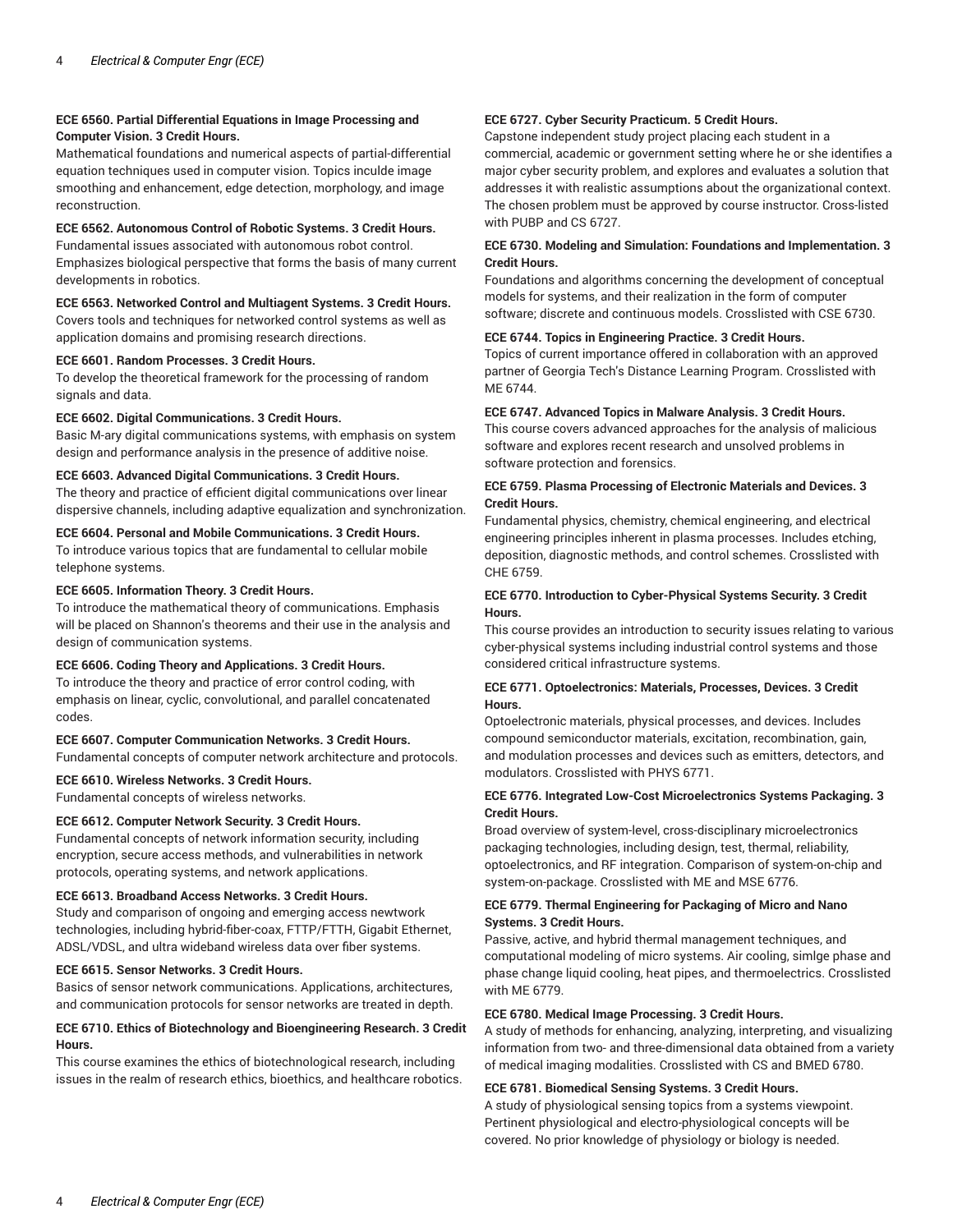**ECE 6560. Partial Differential Equations in Image Processing and Computer Vision. 3 Credit Hours.**
Mathematical foundations and numerical aspects of partial-differential equation techniques used in computer vision. Topics inculde image smoothing and enhancement, edge detection, morphology, and image reconstruction.

**ECE 6562. Autonomous Control of Robotic Systems. 3 Credit Hours.**
Fundamental issues associated with autonomous robot control. Emphasizes biological perspective that forms the basis of many current developments in robotics.

**ECE 6563. Networked Control and Multiagent Systems. 3 Credit Hours.**
Covers tools and techniques for networked control systems as well as application domains and promising research directions.

**ECE 6601. Random Processes. 3 Credit Hours.**
To develop the theoretical framework for the processing of random signals and data.

**ECE 6602. Digital Communications. 3 Credit Hours.**
Basic M-ary digital communications systems, with emphasis on system design and performance analysis in the presence of additive noise.

**ECE 6603. Advanced Digital Communications. 3 Credit Hours.**
The theory and practice of efficient digital communications over linear dispersive channels, including adaptive equalization and synchronization.

**ECE 6604. Personal and Mobile Communications. 3 Credit Hours.**
To introduce various topics that are fundamental to cellular mobile telephone systems.

**ECE 6605. Information Theory. 3 Credit Hours.**
To introduce the mathematical theory of communications. Emphasis will be placed on Shannon's theorems and their use in the analysis and design of communication systems.

**ECE 6606. Coding Theory and Applications. 3 Credit Hours.**
To introduce the theory and practice of error control coding, with emphasis on linear, cyclic, convolutional, and parallel concatenated codes.

**ECE 6607. Computer Communication Networks. 3 Credit Hours.**
Fundamental concepts of computer network architecture and protocols.

**ECE 6610. Wireless Networks. 3 Credit Hours.**
Fundamental concepts of wireless networks.

**ECE 6612. Computer Network Security. 3 Credit Hours.**
Fundamental concepts of network information security, including encryption, secure access methods, and vulnerabilities in network protocols, operating systems, and network applications.

**ECE 6613. Broadband Access Networks. 3 Credit Hours.**
Study and comparison of ongoing and emerging access newtwork technologies, including hybrid-fiber-coax, FTTP/FTTH, Gigabit Ethernet, ADSL/VDSL, and ultra wideband wireless data over fiber systems.

**ECE 6615. Sensor Networks. 3 Credit Hours.**
Basics of sensor network communications. Applications, architectures, and communication protocols for sensor networks are treated in depth.

**ECE 6710. Ethics of Biotechnology and Bioengineering Research. 3 Credit Hours.**
This course examines the ethics of biotechnological research, including issues in the realm of research ethics, bioethics, and healthcare robotics.

**ECE 6727. Cyber Security Practicum. 5 Credit Hours.**
Capstone independent study project placing each student in a commercial, academic or government setting where he or she identifies a major cyber security problem, and explores and evaluates a solution that addresses it with realistic assumptions about the organizational context. The chosen problem must be approved by course instructor. Cross-listed with PUBP and CS 6727.

**ECE 6730. Modeling and Simulation: Foundations and Implementation. 3 Credit Hours.**
Foundations and algorithms concerning the development of conceptual models for systems, and their realization in the form of computer software; discrete and continuous models. Crosslisted with CSE 6730.

**ECE 6744. Topics in Engineering Practice. 3 Credit Hours.**
Topics of current importance offered in collaboration with an approved partner of Georgia Tech's Distance Learning Program. Crosslisted with ME 6744.

**ECE 6747. Advanced Topics in Malware Analysis. 3 Credit Hours.**
This course covers advanced approaches for the analysis of malicious software and explores recent research and unsolved problems in software protection and forensics.

**ECE 6759. Plasma Processing of Electronic Materials and Devices. 3 Credit Hours.**
Fundamental physics, chemistry, chemical engineering, and electrical engineering principles inherent in plasma processes. Includes etching, deposition, diagnostic methods, and control schemes. Crosslisted with CHE 6759.

**ECE 6770. Introduction to Cyber-Physical Systems Security. 3 Credit Hours.**
This course provides an introduction to security issues relating to various cyber-physical systems including industrial control systems and those considered critical infrastructure systems.

**ECE 6771. Optoelectronics: Materials, Processes, Devices. 3 Credit Hours.**
Optoelectronic materials, physical processes, and devices. Includes compound semiconductor materials, excitation, recombination, gain, and modulation processes and devices such as emitters, detectors, and modulators. Crosslisted with PHYS 6771.

**ECE 6776. Integrated Low-Cost Microelectronics Systems Packaging. 3 Credit Hours.**
Broad overview of system-level, cross-disciplinary microelectronics packaging technologies, including design, test, thermal, reliability, optoelectronics, and RF integration. Comparison of system-on-chip and system-on-package. Crosslisted with ME and MSE 6776.

**ECE 6779. Thermal Engineering for Packaging of Micro and Nano Systems. 3 Credit Hours.**
Passive, active, and hybrid thermal management techniques, and computational modeling of micro systems. Air cooling, simlge phase and phase change liquid cooling, heat pipes, and thermoelectrics. Crosslisted with ME 6779.

**ECE 6780. Medical Image Processing. 3 Credit Hours.**
A study of methods for enhancing, analyzing, interpreting, and visualizing information from two- and three-dimensional data obtained from a variety of medical imaging modalities. Crosslisted with CS and BMED 6780.

**ECE 6781. Biomedical Sensing Systems. 3 Credit Hours.**
A study of physiological sensing topics from a systems viewpoint. Pertinent physiological and electro-physiological concepts will be covered. No prior knowledge of physiology or biology is needed.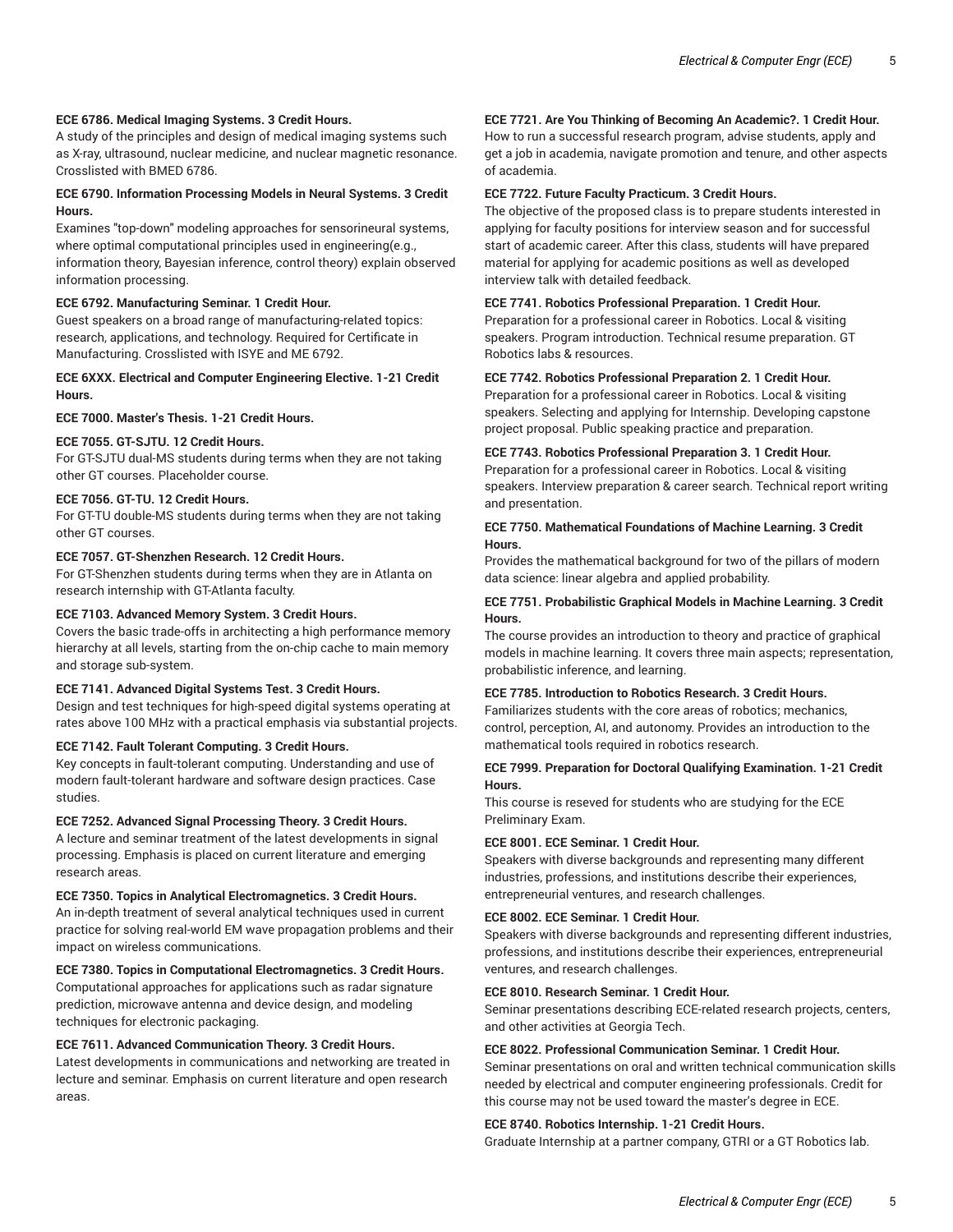**ECE 6786. Medical Imaging Systems. 3 Credit Hours.**
A study of the principles and design of medical imaging systems such as X-ray, ultrasound, nuclear medicine, and nuclear magnetic resonance. Crosslisted with BMED 6786.

**ECE 6790. Information Processing Models in Neural Systems. 3 Credit Hours.**
Examines "top-down" modeling approaches for sensorineural systems, where optimal computational principles used in engineering(e.g., information theory, Bayesian inference, control theory) explain observed information processing.

**ECE 6792. Manufacturing Seminar. 1 Credit Hour.**
Guest speakers on a broad range of manufacturing-related topics: research, applications, and technology. Required for Certificate in Manufacturing. Crosslisted with ISYE and ME 6792.

**ECE 6XXX. Electrical and Computer Engineering Elective. 1-21 Credit Hours.**

**ECE 7000. Master's Thesis. 1-21 Credit Hours.**

**ECE 7055. GT-SJTU. 12 Credit Hours.**
For GT-SJTU dual-MS students during terms when they are not taking other GT courses. Placeholder course.

**ECE 7056. GT-TU. 12 Credit Hours.**
For GT-TU double-MS students during terms when they are not taking other GT courses.

**ECE 7057. GT-Shenzhen Research. 12 Credit Hours.**
For GT-Shenzhen students during terms when they are in Atlanta on research internship with GT-Atlanta faculty.

**ECE 7103. Advanced Memory System. 3 Credit Hours.**
Covers the basic trade-offs in architecting a high performance memory hierarchy at all levels, starting from the on-chip cache to main memory and storage sub-system.

**ECE 7141. Advanced Digital Systems Test. 3 Credit Hours.**
Design and test techniques for high-speed digital systems operating at rates above 100 MHz with a practical emphasis via substantial projects.

**ECE 7142. Fault Tolerant Computing. 3 Credit Hours.**
Key concepts in fault-tolerant computing. Understanding and use of modern fault-tolerant hardware and software design practices. Case studies.

**ECE 7252. Advanced Signal Processing Theory. 3 Credit Hours.**
A lecture and seminar treatment of the latest developments in signal processing. Emphasis is placed on current literature and emerging research areas.

**ECE 7350. Topics in Analytical Electromagnetics. 3 Credit Hours.**
An in-depth treatment of several analytical techniques used in current practice for solving real-world EM wave propagation problems and their impact on wireless communications.

**ECE 7380. Topics in Computational Electromagnetics. 3 Credit Hours.**
Computational approaches for applications such as radar signature prediction, microwave antenna and device design, and modeling techniques for electronic packaging.

**ECE 7611. Advanced Communication Theory. 3 Credit Hours.**
Latest developments in communications and networking are treated in lecture and seminar. Emphasis on current literature and open research areas.

**ECE 7721. Are You Thinking of Becoming An Academic?. 1 Credit Hour.**
How to run a successful research program, advise students, apply and get a job in academia, navigate promotion and tenure, and other aspects of academia.

**ECE 7722. Future Faculty Practicum. 3 Credit Hours.**
The objective of the proposed class is to prepare students interested in applying for faculty positions for interview season and for successful start of academic career. After this class, students will have prepared material for applying for academic positions as well as developed interview talk with detailed feedback.

**ECE 7741. Robotics Professional Preparation. 1 Credit Hour.**
Preparation for a professional career in Robotics. Local & visiting speakers. Program introduction. Technical resume preparation. GT Robotics labs & resources.

**ECE 7742. Robotics Professional Preparation 2. 1 Credit Hour.**
Preparation for a professional career in Robotics. Local & visiting speakers. Selecting and applying for Internship. Developing capstone project proposal. Public speaking practice and preparation.

**ECE 7743. Robotics Professional Preparation 3. 1 Credit Hour.**
Preparation for a professional career in Robotics. Local & visiting speakers. Interview preparation & career search. Technical report writing and presentation.

**ECE 7750. Mathematical Foundations of Machine Learning. 3 Credit Hours.**
Provides the mathematical background for two of the pillars of modern data science: linear algebra and applied probability.

**ECE 7751. Probabilistic Graphical Models in Machine Learning. 3 Credit Hours.**
The course provides an introduction to theory and practice of graphical models in machine learning. It covers three main aspects; representation, probabilistic inference, and learning.

**ECE 7785. Introduction to Robotics Research. 3 Credit Hours.**
Familiarizes students with the core areas of robotics; mechanics, control, perception, AI, and autonomy. Provides an introduction to the mathematical tools required in robotics research.

**ECE 7999. Preparation for Doctoral Qualifying Examination. 1-21 Credit Hours.**
This course is reseved for students who are studying for the ECE Preliminary Exam.

**ECE 8001. ECE Seminar. 1 Credit Hour.**
Speakers with diverse backgrounds and representing many different industries, professions, and institutions describe their experiences, entrepreneurial ventures, and research challenges.

**ECE 8002. ECE Seminar. 1 Credit Hour.**
Speakers with diverse backgrounds and representing different industries, professions, and institutions describe their experiences, entrepreneurial ventures, and research challenges.

**ECE 8010. Research Seminar. 1 Credit Hour.**
Seminar presentations describing ECE-related research projects, centers, and other activities at Georgia Tech.

**ECE 8022. Professional Communication Seminar. 1 Credit Hour.**
Seminar presentations on oral and written technical communication skills needed by electrical and computer engineering professionals. Credit for this course may not be used toward the master's degree in ECE.

**ECE 8740. Robotics Internship. 1-21 Credit Hours.**
Graduate Internship at a partner company, GTRI or a GT Robotics lab.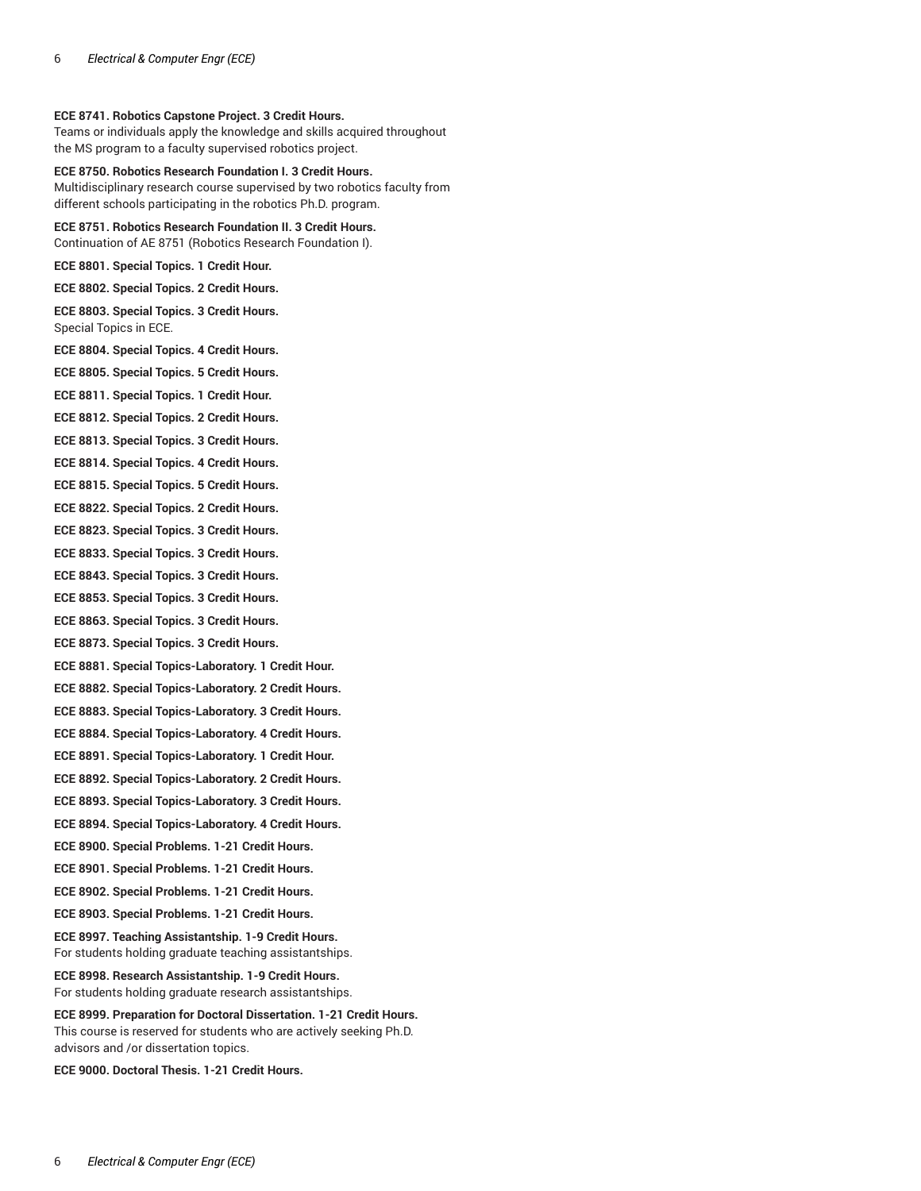**ECE 8741. Robotics Capstone Project. 3 Credit Hours.**
Teams or individuals apply the knowledge and skills acquired throughout the MS program to a faculty supervised robotics project.

**ECE 8750. Robotics Research Foundation I. 3 Credit Hours.**
Multidisciplinary research course supervised by two robotics faculty from different schools participating in the robotics Ph.D. program.

**ECE 8751. Robotics Research Foundation II. 3 Credit Hours.**
Continuation of AE 8751 (Robotics Research Foundation I).

**ECE 8801. Special Topics. 1 Credit Hour.**

**ECE 8802. Special Topics. 2 Credit Hours.**

**ECE 8803. Special Topics. 3 Credit Hours.**
Special Topics in ECE.

**ECE 8804. Special Topics. 4 Credit Hours.**

**ECE 8805. Special Topics. 5 Credit Hours.**

**ECE 8811. Special Topics. 1 Credit Hour.**

**ECE 8812. Special Topics. 2 Credit Hours.**

**ECE 8813. Special Topics. 3 Credit Hours.**

**ECE 8814. Special Topics. 4 Credit Hours.**

**ECE 8815. Special Topics. 5 Credit Hours.**

**ECE 8822. Special Topics. 2 Credit Hours.**

**ECE 8823. Special Topics. 3 Credit Hours.**

**ECE 8833. Special Topics. 3 Credit Hours.**

**ECE 8843. Special Topics. 3 Credit Hours.**

**ECE 8853. Special Topics. 3 Credit Hours.**

**ECE 8863. Special Topics. 3 Credit Hours.**

**ECE 8873. Special Topics. 3 Credit Hours.**

**ECE 8881. Special Topics-Laboratory. 1 Credit Hour.**

**ECE 8882. Special Topics-Laboratory. 2 Credit Hours.**

**ECE 8883. Special Topics-Laboratory. 3 Credit Hours.**

**ECE 8884. Special Topics-Laboratory. 4 Credit Hours.**

**ECE 8891. Special Topics-Laboratory. 1 Credit Hour.**

**ECE 8892. Special Topics-Laboratory. 2 Credit Hours.**

**ECE 8893. Special Topics-Laboratory. 3 Credit Hours.**

**ECE 8894. Special Topics-Laboratory. 4 Credit Hours.**

**ECE 8900. Special Problems. 1-21 Credit Hours.**

**ECE 8901. Special Problems. 1-21 Credit Hours.**

**ECE 8902. Special Problems. 1-21 Credit Hours.**

**ECE 8903. Special Problems. 1-21 Credit Hours.**

**ECE 8997. Teaching Assistantship. 1-9 Credit Hours.**
For students holding graduate teaching assistantships.

**ECE 8998. Research Assistantship. 1-9 Credit Hours.**
For students holding graduate research assistantships.

**ECE 8999. Preparation for Doctoral Dissertation. 1-21 Credit Hours.**
This course is reserved for students who are actively seeking Ph.D. advisors and /or dissertation topics.

**ECE 9000. Doctoral Thesis. 1-21 Credit Hours.**